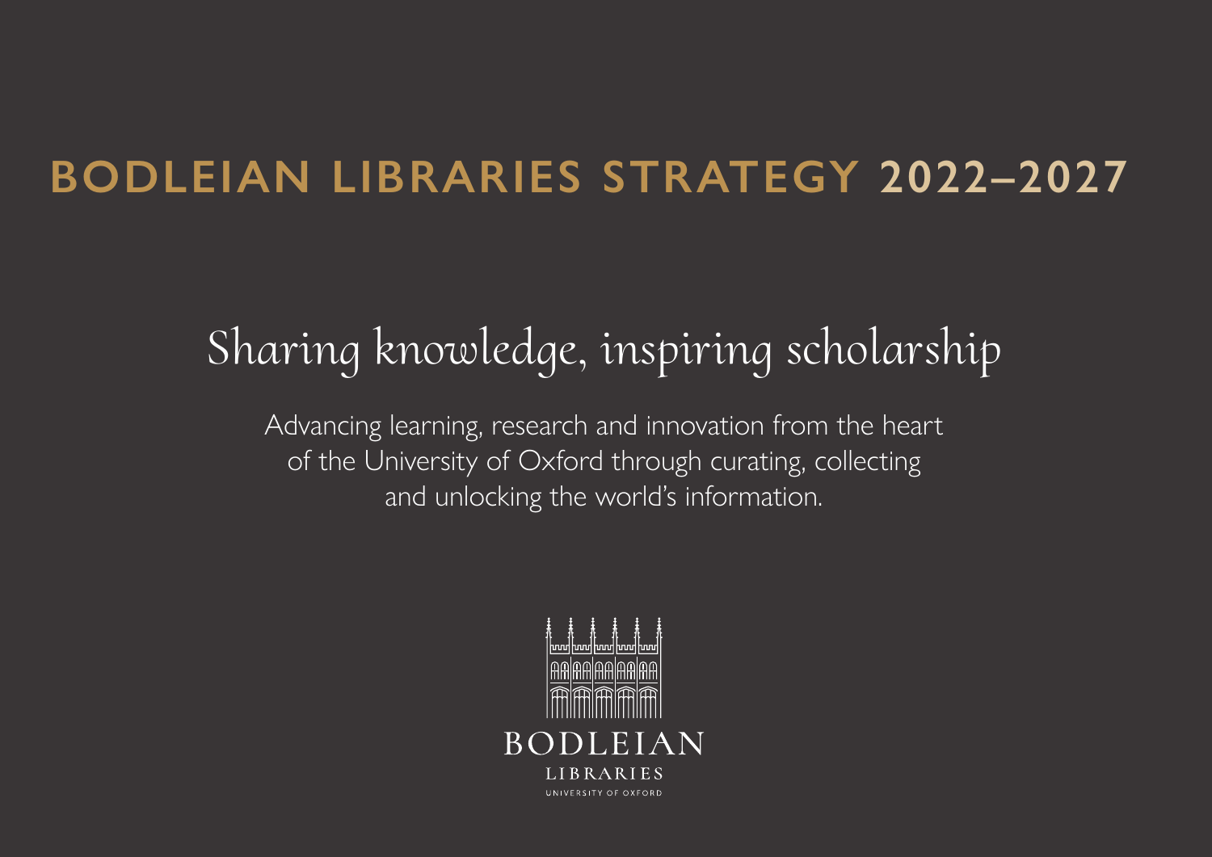# BODLEIAN LIBRARIES STRATEGY 2022–2027

## Sharing knowledge, inspiring scholarship

Advancing learning, research and innovation from the heart of the University of Oxford through curating, collecting and unlocking the world's information.

BODLEIAN
LIBRARIES
UNIVERSITY OF OXFORD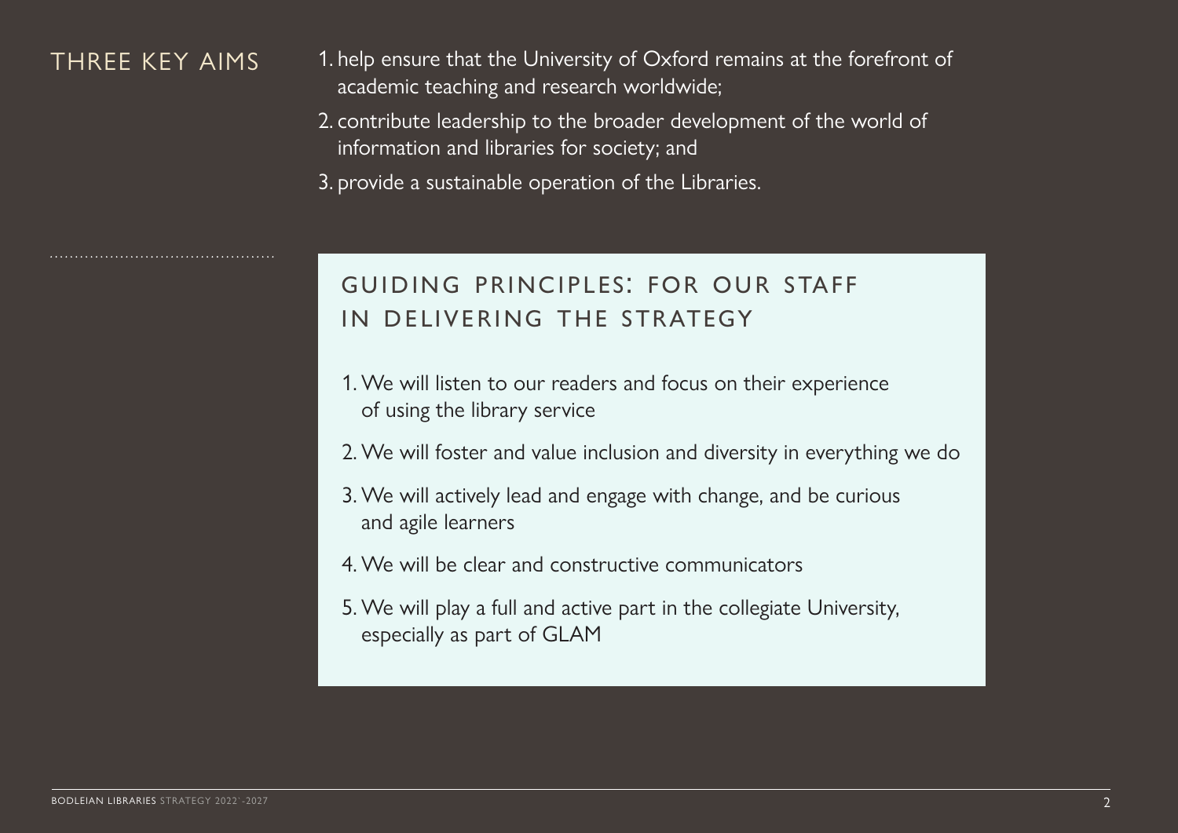## THREE KEY AIMS

1. help ensure that the University of Oxford remains at the forefront of academic teaching and research worldwide;
2. contribute leadership to the broader development of the world of information and libraries for society; and
3. provide a sustainable operation of the Libraries.

## GUIDING PRINCIPLES: FOR OUR STAFF IN DELIVERING THE STRATEGY

1. We will listen to our readers and focus on their experience of using the library service
2. We will foster and value inclusion and diversity in everything we do
3. We will actively lead and engage with change, and be curious and agile learners
4. We will be clear and constructive communicators
5. We will play a full and active part in the collegiate University, especially as part of GLAM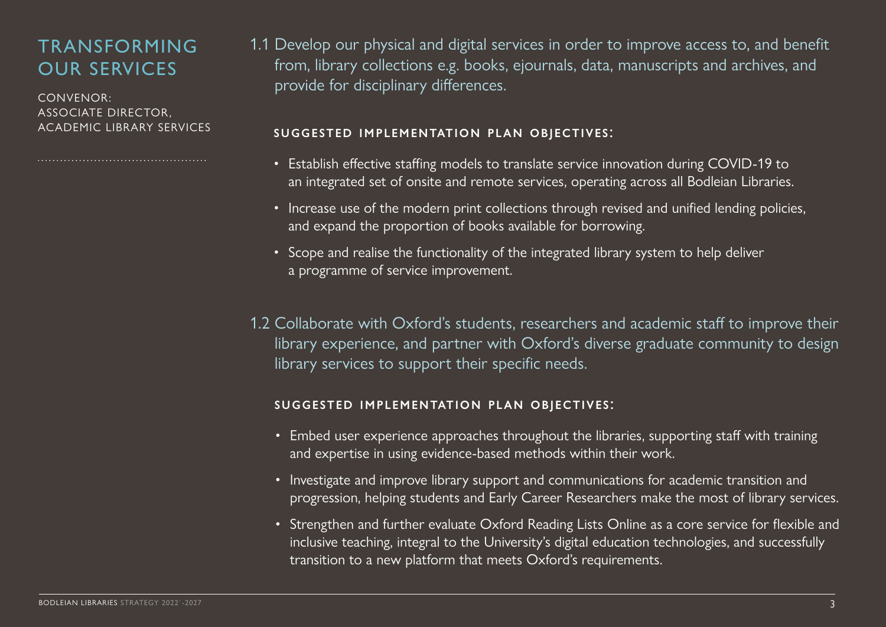# TRANSFORMING OUR SERVICES

CONVENOR:
ASSOCIATE DIRECTOR, ACADEMIC LIBRARY SERVICES

## 1.1 Develop our physical and digital services in order to improve access to, and benefit from, library collections e.g. books, ejournals, data, manuscripts and archives, and provide for disciplinary differences.

**SUGGESTED IMPLEMENTATION PLAN OBJECTIVES:**

- Establish effective staffing models to translate service innovation during COVID-19 to an integrated set of onsite and remote services, operating across all Bodleian Libraries.
- Increase use of the modern print collections through revised and unified lending policies, and expand the proportion of books available for borrowing.
- Scope and realise the functionality of the integrated library system to help deliver a programme of service improvement.

## 1.2 Collaborate with Oxford's students, researchers and academic staff to improve their library experience, and partner with Oxford's diverse graduate community to design library services to support their specific needs.

**SUGGESTED IMPLEMENTATION PLAN OBJECTIVES:**

- Embed user experience approaches throughout the libraries, supporting staff with training and expertise in using evidence-based methods within their work.
- Investigate and improve library support and communications for academic transition and progression, helping students and Early Career Researchers make the most of library services.
- Strengthen and further evaluate Oxford Reading Lists Online as a core service for flexible and inclusive teaching, integral to the University's digital education technologies, and successfully transition to a new platform that meets Oxford's requirements.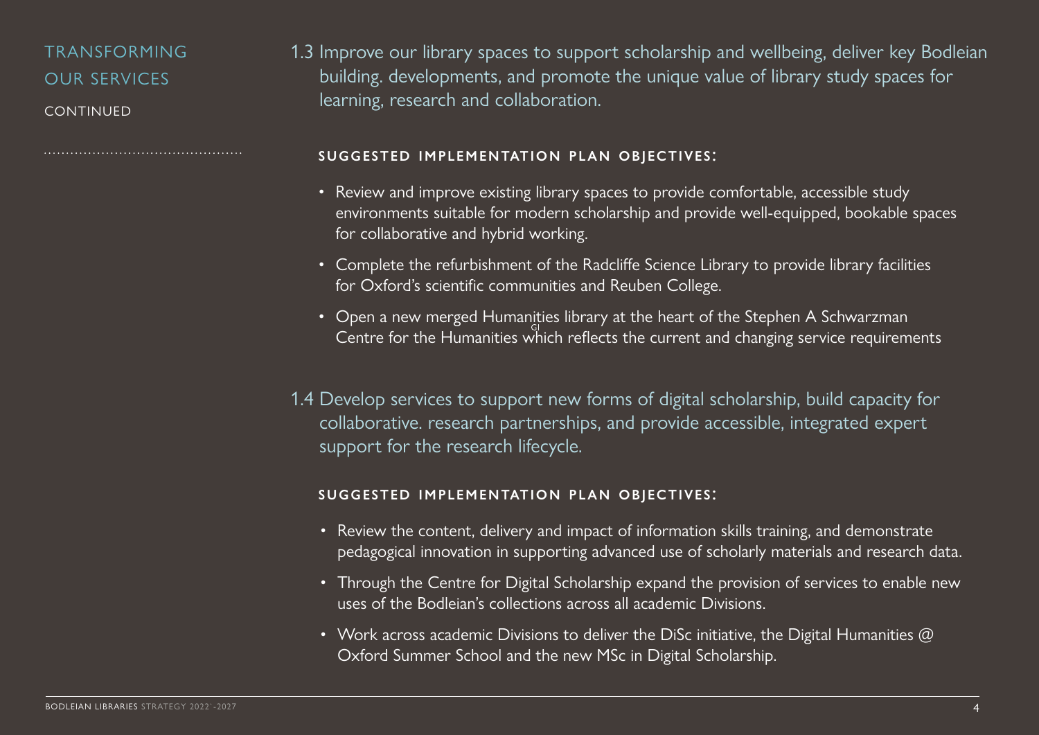## TRANSFORMING OUR SERVICES

CONTINUED

### 1.3 Improve our library spaces to support scholarship and wellbeing, deliver key Bodleian building. developments, and promote the unique value of library study spaces for learning, research and collaboration.

**SUGGESTED IMPLEMENTATION PLAN OBJECTIVES:**

- Review and improve existing library spaces to provide comfortable, accessible study environments suitable for modern scholarship and provide well-equipped, bookable spaces for collaborative and hybrid working.
- Complete the refurbishment of the Radcliffe Science Library to provide library facilities for Oxford's scientific communities and Reuben College.
- Open a new merged Humanities library at the heart of the Stephen A Schwarzman Centre for the Humanities which reflects the current and changing service requirements

### 1.4 Develop services to support new forms of digital scholarship, build capacity for collaborative. research partnerships, and provide accessible, integrated expert support for the research lifecycle.

**SUGGESTED IMPLEMENTATION PLAN OBJECTIVES:**

- Review the content, delivery and impact of information skills training, and demonstrate pedagogical innovation in supporting advanced use of scholarly materials and research data.
- Through the Centre for Digital Scholarship expand the provision of services to enable new uses of the Bodleian's collections across all academic Divisions.
- Work across academic Divisions to deliver the DiSc initiative, the Digital Humanities @ Oxford Summer School and the new MSc in Digital Scholarship.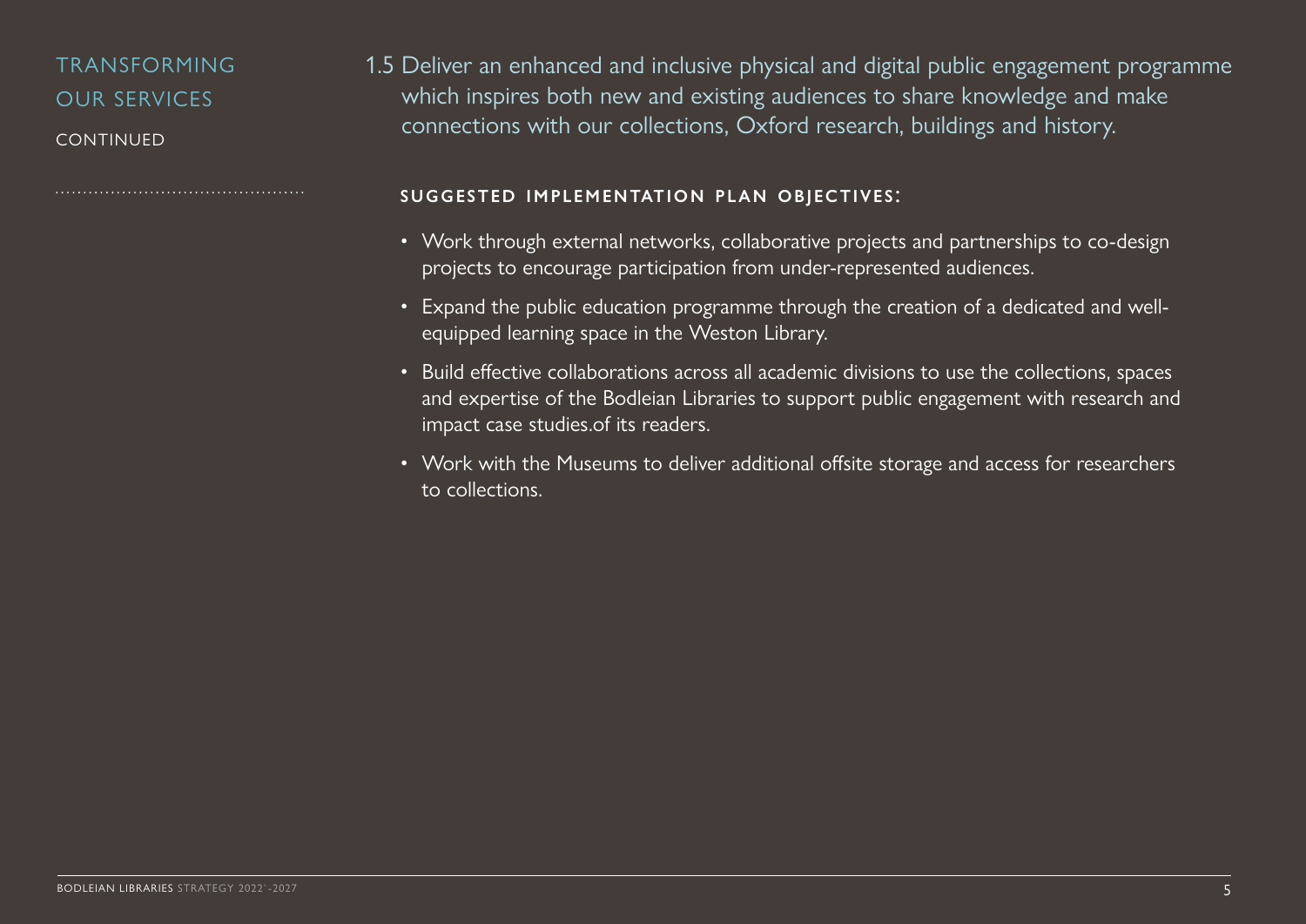## TRANSFORMING OUR SERVICES

CONTINUED

1.5 Deliver an enhanced and inclusive physical and digital public engagement programme which inspires both new and existing audiences to share knowledge and make connections with our collections, Oxford research, buildings and history.

**SUGGESTED IMPLEMENTATION PLAN OBJECTIVES:**

- Work through external networks, collaborative projects and partnerships to co-design projects to encourage participation from under-represented audiences.
- Expand the public education programme through the creation of a dedicated and well-equipped learning space in the Weston Library.
- Build effective collaborations across all academic divisions to use the collections, spaces and expertise of the Bodleian Libraries to support public engagement with research and impact case studies.of its readers.
- Work with the Museums to deliver additional offsite storage and access for researchers to collections.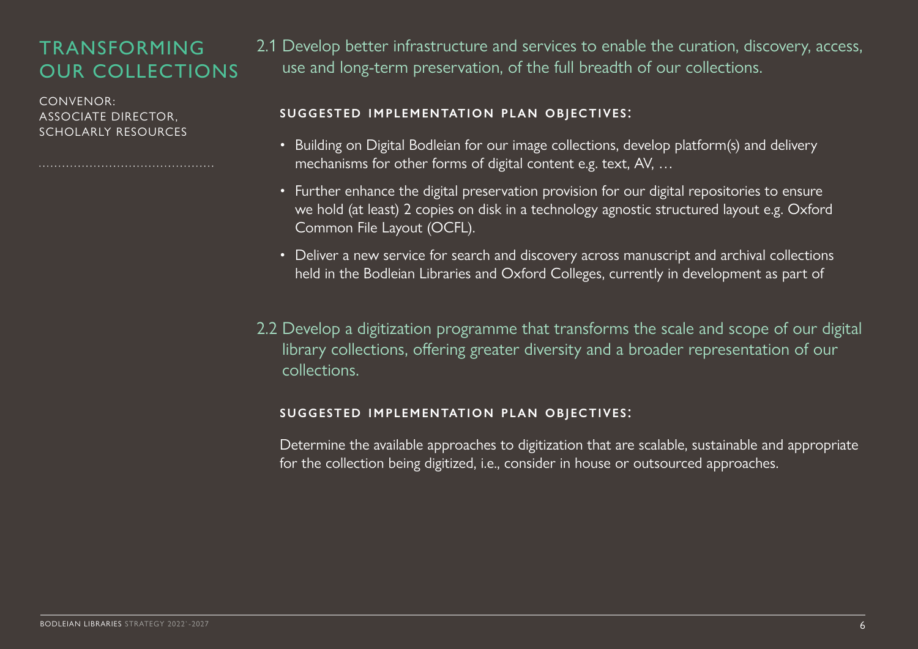# TRANSFORMING OUR COLLECTIONS

CONVENOR:
ASSOCIATE DIRECTOR,
SCHOLARLY RESOURCES

## 2.1 Develop better infrastructure and services to enable the curation, discovery, access, use and long-term preservation, of the full breadth of our collections.

**SUGGESTED IMPLEMENTATION PLAN OBJECTIVES:**

- Building on Digital Bodleian for our image collections, develop platform(s) and delivery mechanisms for other forms of digital content e.g. text, AV, …
- Further enhance the digital preservation provision for our digital repositories to ensure we hold (at least) 2 copies on disk in a technology agnostic structured layout e.g. Oxford Common File Layout (OCFL).
- Deliver a new service for search and discovery across manuscript and archival collections held in the Bodleian Libraries and Oxford Colleges, currently in development as part of

## 2.2 Develop a digitization programme that transforms the scale and scope of our digital library collections, offering greater diversity and a broader representation of our collections.

**SUGGESTED IMPLEMENTATION PLAN OBJECTIVES:**

Determine the available approaches to digitization that are scalable, sustainable and appropriate for the collection being digitized, i.e., consider in house or outsourced approaches.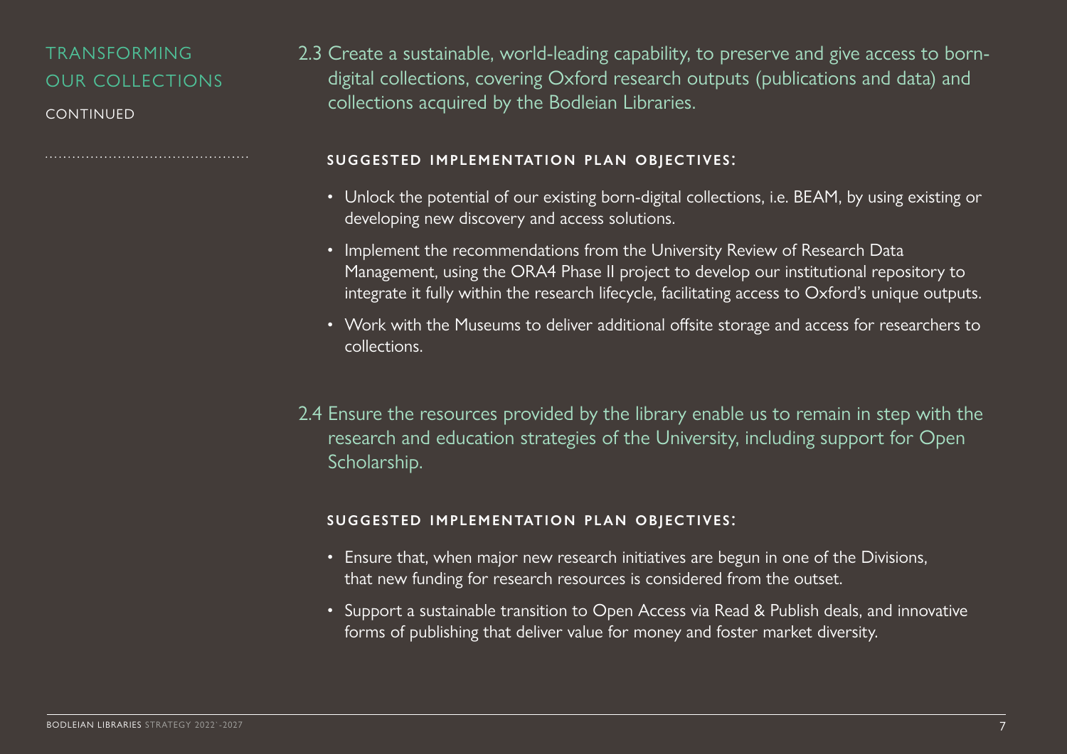## TRANSFORMING OUR COLLECTIONS

CONTINUED

2.3 Create a sustainable, world-leading capability, to preserve and give access to born-digital collections, covering Oxford research outputs (publications and data) and collections acquired by the Bodleian Libraries.

**SUGGESTED IMPLEMENTATION PLAN OBJECTIVES:**

- Unlock the potential of our existing born-digital collections, i.e. BEAM, by using existing or developing new discovery and access solutions.
- Implement the recommendations from the University Review of Research Data Management, using the ORA4 Phase II project to develop our institutional repository to integrate it fully within the research lifecycle, facilitating access to Oxford's unique outputs.
- Work with the Museums to deliver additional offsite storage and access for researchers to collections.

2.4 Ensure the resources provided by the library enable us to remain in step with the research and education strategies of the University, including support for Open Scholarship.

**SUGGESTED IMPLEMENTATION PLAN OBJECTIVES:**

- Ensure that, when major new research initiatives are begun in one of the Divisions, that new funding for research resources is considered from the outset.
- Support a sustainable transition to Open Access via Read & Publish deals, and innovative forms of publishing that deliver value for money and foster market diversity.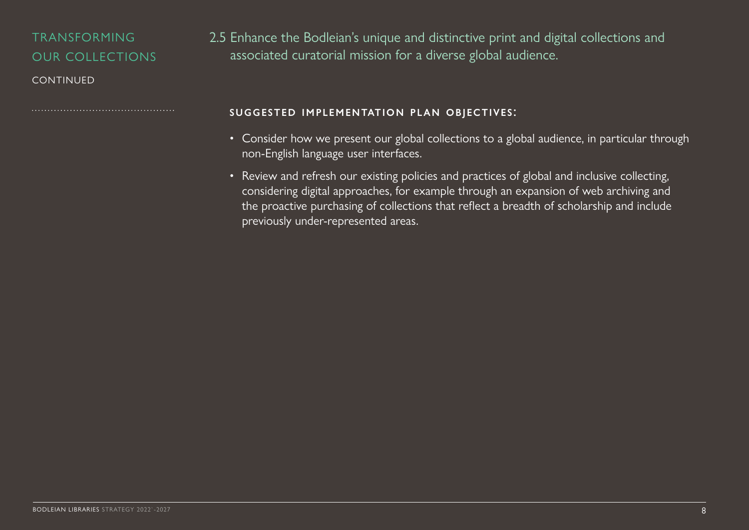# TRANSFORMING OUR COLLECTIONS

CONTINUED

## 2.5 Enhance the Bodleian's unique and distinctive print and digital collections and associated curatorial mission for a diverse global audience.

**SUGGESTED IMPLEMENTATION PLAN OBJECTIVES:**

- Consider how we present our global collections to a global audience, in particular through non-English language user interfaces.
- Review and refresh our existing policies and practices of global and inclusive collecting, considering digital approaches, for example through an expansion of web archiving and the proactive purchasing of collections that reflect a breadth of scholarship and include previously under-represented areas.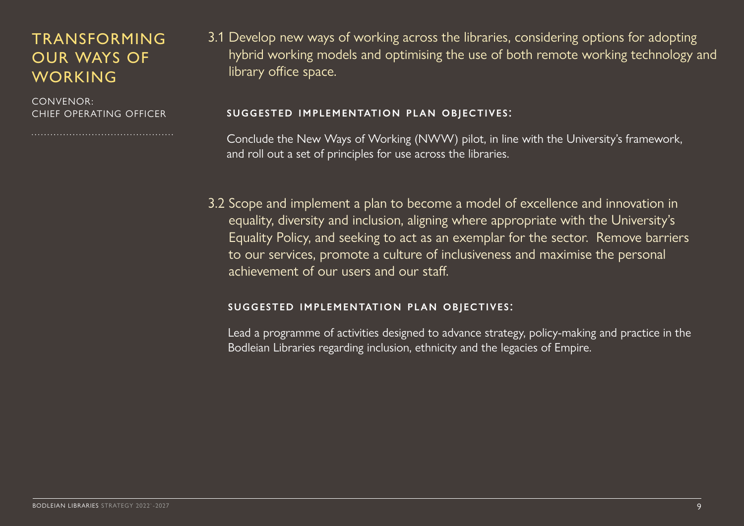## TRANSFORMING OUR WAYS OF WORKING

CONVENOR:
CHIEF OPERATING OFFICER

3.1 Develop new ways of working across the libraries, considering options for adopting hybrid working models and optimising the use of both remote working technology and library office space.

**SUGGESTED IMPLEMENTATION PLAN OBJECTIVES:**

Conclude the New Ways of Working (NWW) pilot, in line with the University's framework, and roll out a set of principles for use across the libraries.

3.2 Scope and implement a plan to become a model of excellence and innovation in equality, diversity and inclusion, aligning where appropriate with the University's Equality Policy, and seeking to act as an exemplar for the sector. Remove barriers to our services, promote a culture of inclusiveness and maximise the personal achievement of our users and our staff.

**SUGGESTED IMPLEMENTATION PLAN OBJECTIVES:**

Lead a programme of activities designed to advance strategy, policy-making and practice in the Bodleian Libraries regarding inclusion, ethnicity and the legacies of Empire.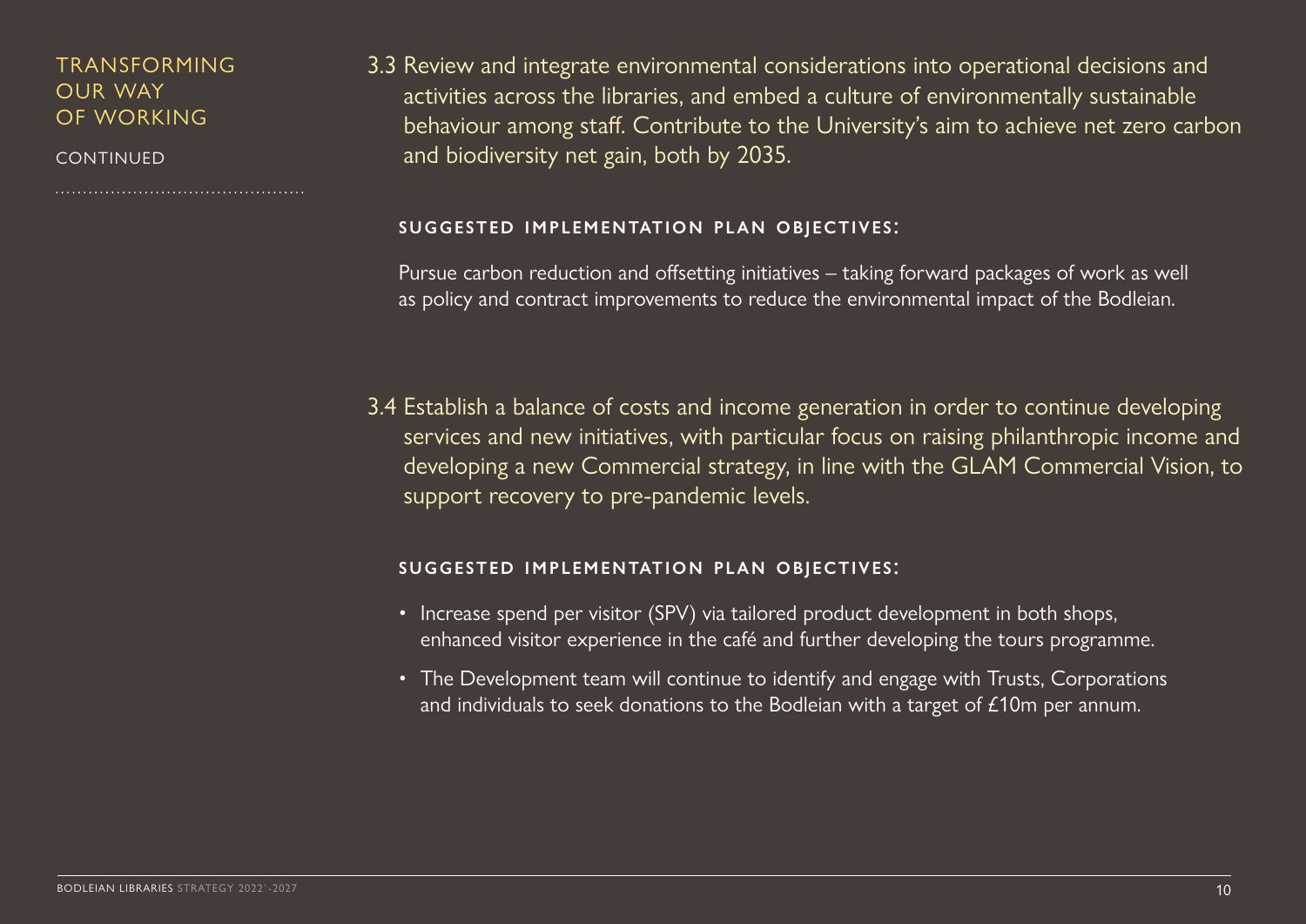## TRANSFORMING OUR WAY OF WORKING

CONTINUED

3.3 Review and integrate environmental considerations into operational decisions and activities across the libraries, and embed a culture of environmentally sustainable behaviour among staff. Contribute to the University's aim to achieve net zero carbon and biodiversity net gain, both by 2035.

**SUGGESTED IMPLEMENTATION PLAN OBJECTIVES:**

Pursue carbon reduction and offsetting initiatives – taking forward packages of work as well as policy and contract improvements to reduce the environmental impact of the Bodleian.

3.4 Establish a balance of costs and income generation in order to continue developing services and new initiatives, with particular focus on raising philanthropic income and developing a new Commercial strategy, in line with the GLAM Commercial Vision, to support recovery to pre-pandemic levels.

**SUGGESTED IMPLEMENTATION PLAN OBJECTIVES:**

- Increase spend per visitor (SPV) via tailored product development in both shops, enhanced visitor experience in the café and further developing the tours programme.
- The Development team will continue to identify and engage with Trusts, Corporations and individuals to seek donations to the Bodleian with a target of £10m per annum.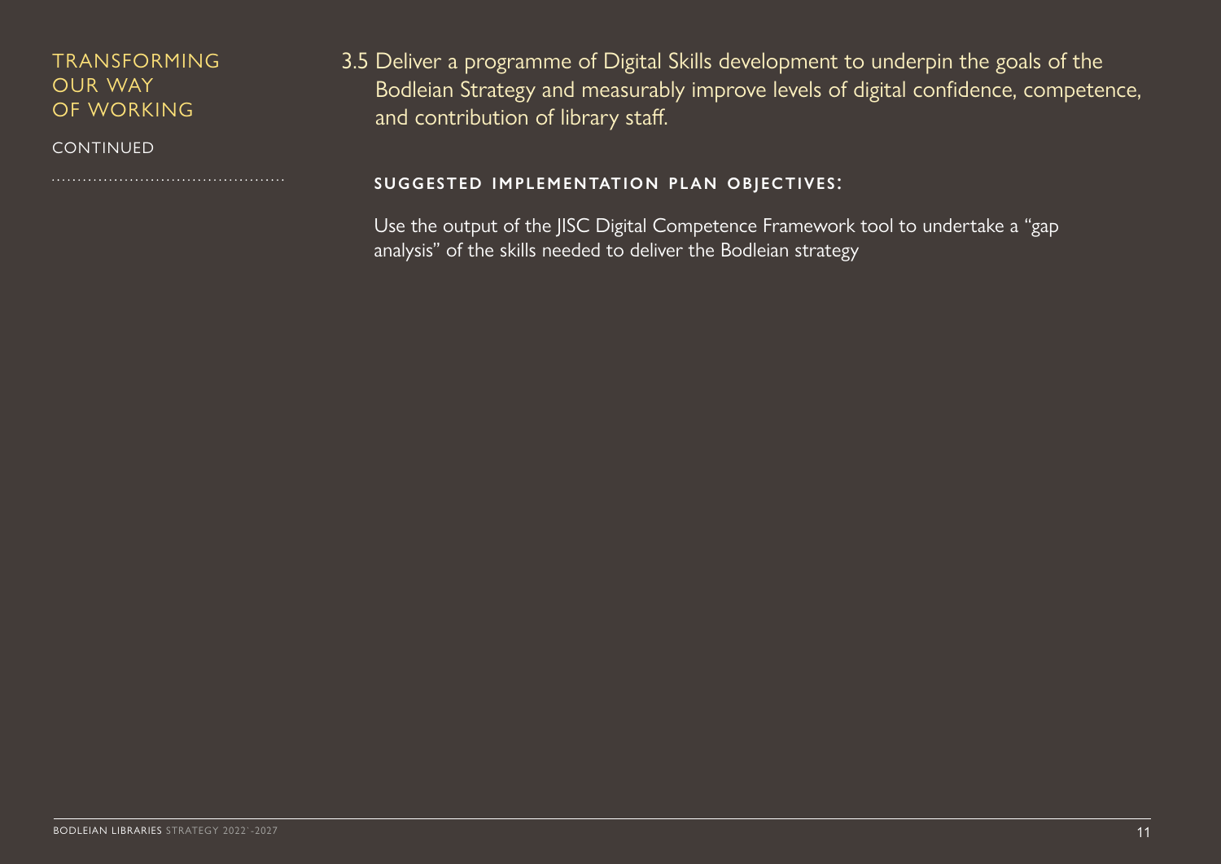## TRANSFORMING OUR WAY OF WORKING

CONTINUED

3.5 Deliver a programme of Digital Skills development to underpin the goals of the Bodleian Strategy and measurably improve levels of digital confidence, competence, and contribution of library staff.

**SUGGESTED IMPLEMENTATION PLAN OBJECTIVES:**

Use the output of the JISC Digital Competence Framework tool to undertake a "gap analysis" of the skills needed to deliver the Bodleian strategy